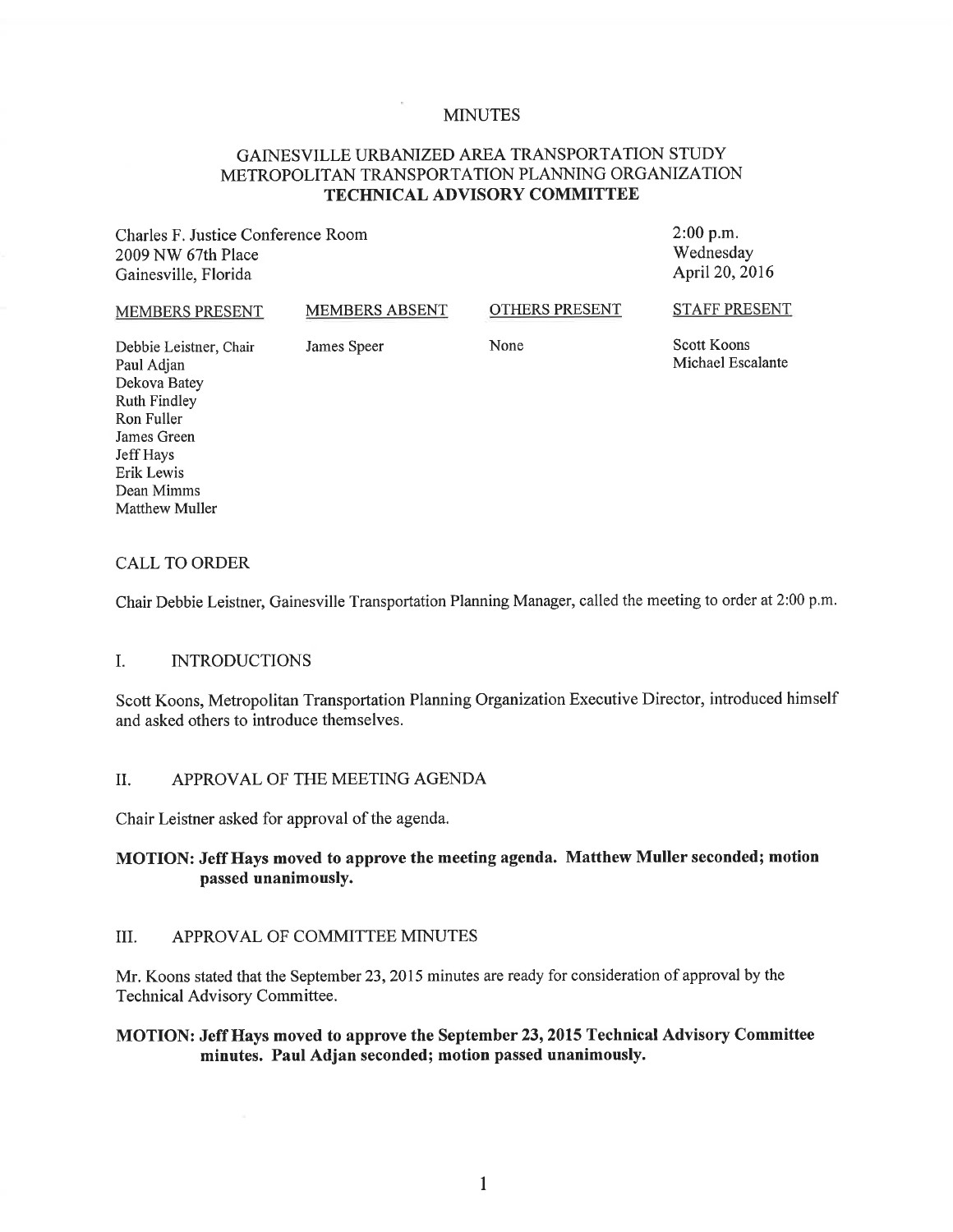# MINUTES

## GAINESVILLE URBANIZED AREA TRANSPORTATION STUDY METROPOLITAN TRANSPORTATION PLANNING ORGANIZATION **TECHNICAL ADVISORY COMMITTEE**

Charles F. Justice Conference Room
2009 NW 67th Place
Gainesville, Florida

2:00 p.m.
Wednesday
April 20, 2016

| MEMBERS PRESENT | MEMBERS ABSENT | OTHERS PRESENT | STAFF PRESENT |
|---|---|---|---|
| Debbie Leistner, Chair | James Speer | None | Scott Koons |
| Paul Adjan | | | Michael Escalante |
| Dekova Batey | | | |
| Ruth Findley | | | |
| Ron Fuller | | | |
| James Green | | | |
| Jeff Hays | | | |
| Erik Lewis | | | |
| Dean Mimms | | | |
| Matthew Muller | | | |

### CALL TO ORDER

Chair Debbie Leistner, Gainesville Transportation Planning Manager, called the meeting to order at 2:00 p.m.

### I. INTRODUCTIONS

Scott Koons, Metropolitan Transportation Planning Organization Executive Director, introduced himself and asked others to introduce themselves.

### II. APPROVAL OF THE MEETING AGENDA

Chair Leistner asked for approval of the agenda.

**MOTION: Jeff Hays moved to approve the meeting agenda. Matthew Muller seconded; motion passed unanimously.**

### III. APPROVAL OF COMMITTEE MINUTES

Mr. Koons stated that the September 23, 2015 minutes are ready for consideration of approval by the Technical Advisory Committee.

**MOTION: Jeff Hays moved to approve the September 23, 2015 Technical Advisory Committee minutes. Paul Adjan seconded; motion passed unanimously.**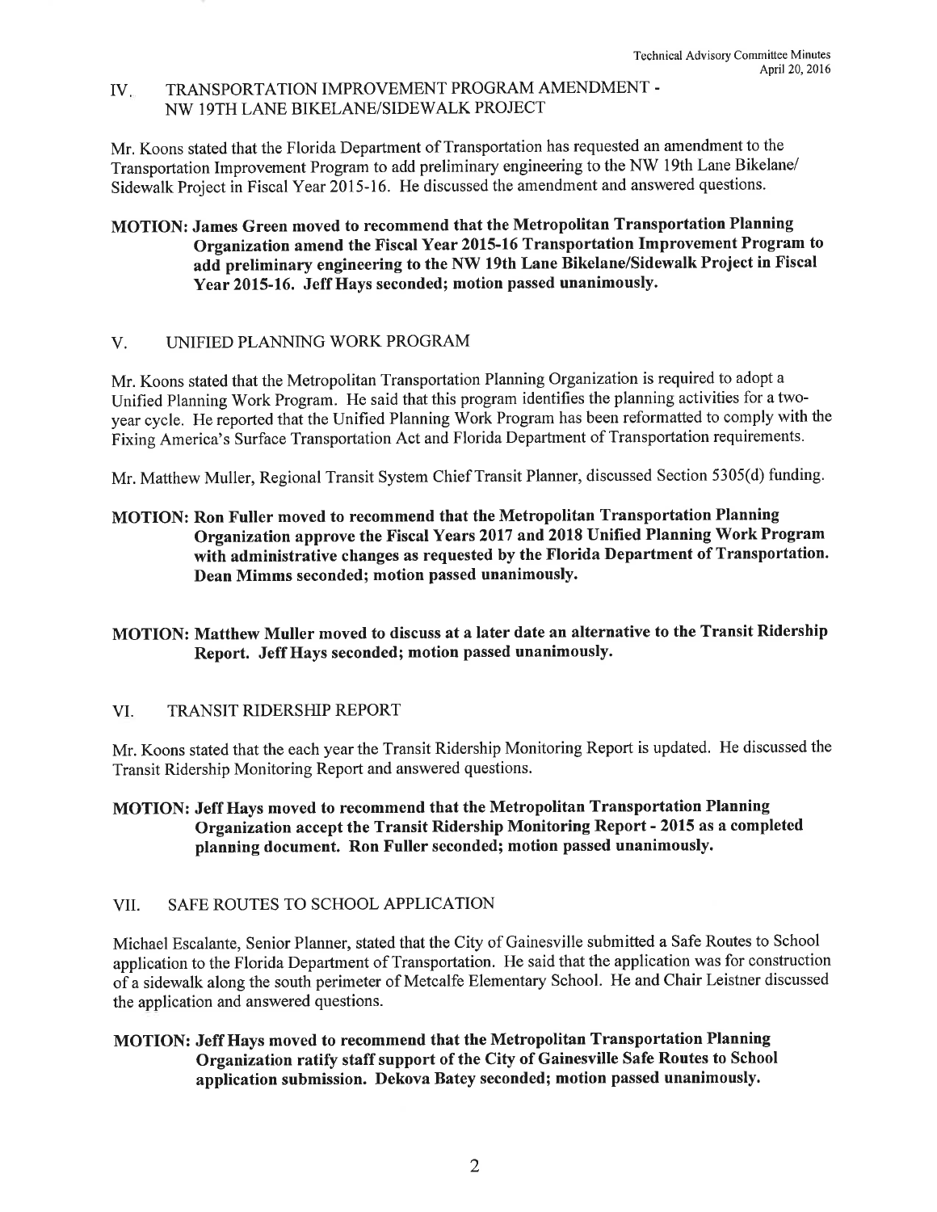## IV. TRANSPORTATION IMPROVEMENT PROGRAM AMENDMENT - NW 19TH LANE BIKELANE/SIDEWALK PROJECT

Mr. Koons stated that the Florida Department of Transportation has requested an amendment to the Transportation Improvement Program to add preliminary engineering to the NW 19th Lane Bikelane/ Sidewalk Project in Fiscal Year 2015-16. He discussed the amendment and answered questions.

**MOTION: James Green moved to recommend that the Metropolitan Transportation Planning Organization amend the Fiscal Year 2015-16 Transportation Improvement Program to add preliminary engineering to the NW 19th Lane Bikelane/Sidewalk Project in Fiscal Year 2015-16. Jeff Hays seconded; motion passed unanimously.**

## V. UNIFIED PLANNING WORK PROGRAM

Mr. Koons stated that the Metropolitan Transportation Planning Organization is required to adopt a Unified Planning Work Program. He said that this program identifies the planning activities for a two-year cycle. He reported that the Unified Planning Work Program has been reformatted to comply with the Fixing America's Surface Transportation Act and Florida Department of Transportation requirements.

Mr. Matthew Muller, Regional Transit System Chief Transit Planner, discussed Section 5305(d) funding.

**MOTION: Ron Fuller moved to recommend that the Metropolitan Transportation Planning Organization approve the Fiscal Years 2017 and 2018 Unified Planning Work Program with administrative changes as requested by the Florida Department of Transportation. Dean Mimms seconded; motion passed unanimously.**

**MOTION: Matthew Muller moved to discuss at a later date an alternative to the Transit Ridership Report. Jeff Hays seconded; motion passed unanimously.**

## VI. TRANSIT RIDERSHIP REPORT

Mr. Koons stated that the each year the Transit Ridership Monitoring Report is updated. He discussed the Transit Ridership Monitoring Report and answered questions.

**MOTION: Jeff Hays moved to recommend that the Metropolitan Transportation Planning Organization accept the Transit Ridership Monitoring Report - 2015 as a completed planning document. Ron Fuller seconded; motion passed unanimously.**

## VII. SAFE ROUTES TO SCHOOL APPLICATION

Michael Escalante, Senior Planner, stated that the City of Gainesville submitted a Safe Routes to School application to the Florida Department of Transportation. He said that the application was for construction of a sidewalk along the south perimeter of Metcalfe Elementary School. He and Chair Leistner discussed the application and answered questions.

**MOTION: Jeff Hays moved to recommend that the Metropolitan Transportation Planning Organization ratify staff support of the City of Gainesville Safe Routes to School application submission. Dekova Batey seconded; motion passed unanimously.**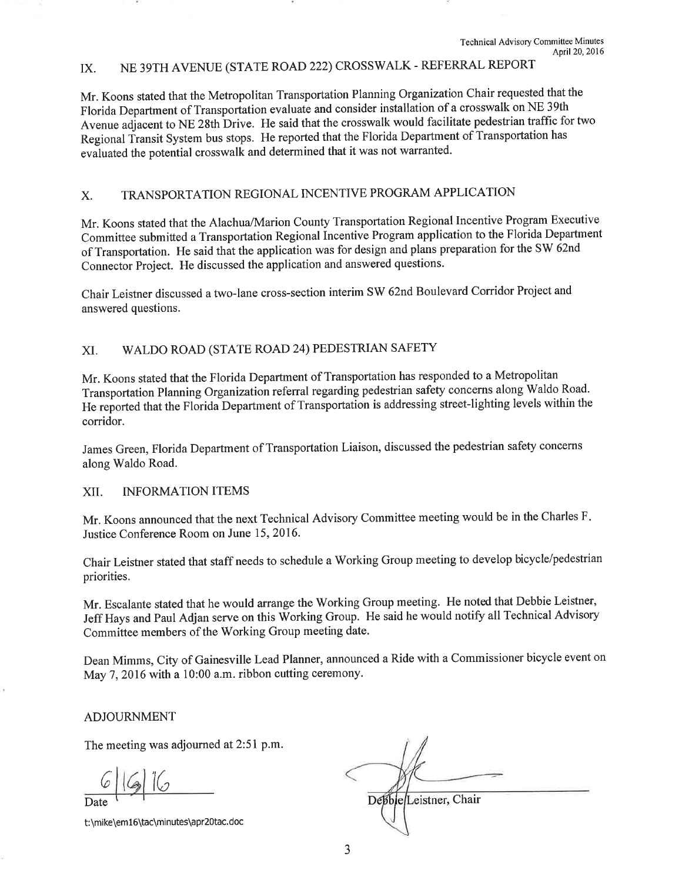## IX. NE 39TH AVENUE (STATE ROAD 222) CROSSWALK - REFERRAL REPORT

Mr. Koons stated that the Metropolitan Transportation Planning Organization Chair requested that the Florida Department of Transportation evaluate and consider installation of a crosswalk on NE 39th Avenue adjacent to NE 28th Drive. He said that the crosswalk would facilitate pedestrian traffic for two Regional Transit System bus stops. He reported that the Florida Department of Transportation has evaluated the potential crosswalk and determined that it was not warranted.

## X. TRANSPORTATION REGIONAL INCENTIVE PROGRAM APPLICATION

Mr. Koons stated that the Alachua/Marion County Transportation Regional Incentive Program Executive Committee submitted a Transportation Regional Incentive Program application to the Florida Department of Transportation. He said that the application was for design and plans preparation for the SW 62nd Connector Project. He discussed the application and answered questions.

Chair Leistner discussed a two-lane cross-section interim SW 62nd Boulevard Corridor Project and answered questions.

## XI. WALDO ROAD (STATE ROAD 24) PEDESTRIAN SAFETY

Mr. Koons stated that the Florida Department of Transportation has responded to a Metropolitan Transportation Planning Organization referral regarding pedestrian safety concerns along Waldo Road. He reported that the Florida Department of Transportation is addressing street-lighting levels within the corridor.

James Green, Florida Department of Transportation Liaison, discussed the pedestrian safety concerns along Waldo Road.

## XII. INFORMATION ITEMS

Mr. Koons announced that the next Technical Advisory Committee meeting would be in the Charles F. Justice Conference Room on June 15, 2016.

Chair Leistner stated that staff needs to schedule a Working Group meeting to develop bicycle/pedestrian priorities.

Mr. Escalante stated that he would arrange the Working Group meeting. He noted that Debbie Leistner, Jeff Hays and Paul Adjan serve on this Working Group. He said he would notify all Technical Advisory Committee members of the Working Group meeting date.

Dean Mimms, City of Gainesville Lead Planner, announced a Ride with a Commissioner bicycle event on May 7, 2016 with a 10:00 a.m. ribbon cutting ceremony.

## ADJOURNMENT

The meeting was adjourned at 2:51 p.m.

6|16|16

Date

Debbie Leistner, Chair

t:\mike\em16\tac\minutes\apr20tac.doc